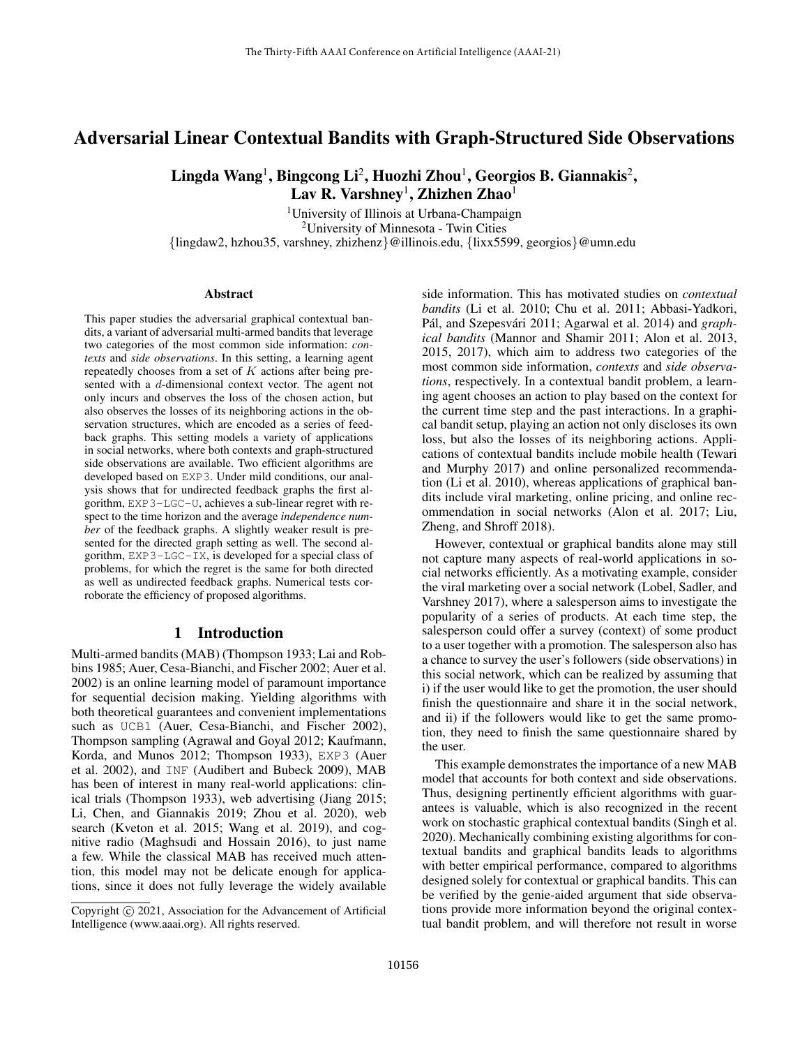# Adversarial Linear Contextual Bandits with Graph-Structured Side Observations

**Lingda Wang[1], Bingcong Li[2], Huozhi Zhou[1], Georgios B. Giannakis[2], Lav R. Varshney[1], Zhizhen Zhao[1]**

[1]University of Illinois at Urbana-Champaign
[2]University of Minnesota - Twin Cities
{lingdaw2, hzhou35, varshney, zhizhenz}@illinois.edu, {lixx5599, georgios}@umn.edu

## Abstract

This paper studies the adversarial graphical contextual bandits, a variant of adversarial multi-armed bandits that leverage two categories of the most common side information: *contexts* and *side observations*. In this setting, a learning agent repeatedly chooses from a set of $K$ actions after being presented with a $d$-dimensional context vector. The agent not only incurs and observes the loss of the chosen action, but also observes the losses of its neighboring actions in the observation structures, which are encoded as a series of feedback graphs. This setting models a variety of applications in social networks, where both contexts and graph-structured side observations are available. Two efficient algorithms are developed based on `EXP3`. Under mild conditions, our analysis shows that for undirected feedback graphs the first algorithm, `EXP3-LGC-U`, achieves a sub-linear regret with respect to the time horizon and the average *independence number* of the feedback graphs. A slightly weaker result is presented for the directed graph setting as well. The second algorithm, `EXP3-LGC-IX`, is developed for a special class of problems, for which the regret is the same for both directed as well as undirected feedback graphs. Numerical tests corroborate the efficiency of proposed algorithms.

## 1 Introduction

Multi-armed bandits (MAB) (Thompson 1933; Lai and Robbins 1985; Auer, Cesa-Bianchi, and Fischer 2002; Auer et al. 2002) is an online learning model of paramount importance for sequential decision making. Yielding algorithms with both theoretical guarantees and convenient implementations such as `UCB1` (Auer, Cesa-Bianchi, and Fischer 2002), Thompson sampling (Agrawal and Goyal 2012; Kaufmann, Korda, and Munos 2012; Thompson 1933), `EXP3` (Auer et al. 2002), and `INF` (Audibert and Bubeck 2009), MAB has been of interest in many real-world applications: clinical trials (Thompson 1933), web advertising (Jiang 2015; Li, Chen, and Giannakis 2019; Zhou et al. 2020), web search (Kveton et al. 2015; Wang et al. 2019), and cognitive radio (Maghsudi and Hossain 2016), to just name a few. While the classical MAB has received much attention, this model may not be delicate enough for applications, since it does not fully leverage the widely available side information. This has motivated studies on *contextual bandits* (Li et al. 2010; Chu et al. 2011; Abbasi-Yadkori, Pál, and Szepesvári 2011; Agarwal et al. 2014) and *graphical bandits* (Mannor and Shamir 2011; Alon et al. 2013, 2015, 2017), which aim to address two categories of the most common side information, *contexts* and *side observations*, respectively. In a contextual bandit problem, a learning agent chooses an action to play based on the context for the current time step and the past interactions. In a graphical bandit setup, playing an action not only discloses its own loss, but also the losses of its neighboring actions. Applications of contextual bandits include mobile health (Tewari and Murphy 2017) and online personalized recommendation (Li et al. 2010), whereas applications of graphical bandits include viral marketing, online pricing, and online recommendation in social networks (Alon et al. 2017; Liu, Zheng, and Shroff 2018).

However, contextual or graphical bandits alone may still not capture many aspects of real-world applications in social networks efficiently. As a motivating example, consider the viral marketing over a social network (Lobel, Sadler, and Varshney 2017), where a salesperson aims to investigate the popularity of a series of products. At each time step, the salesperson could offer a survey (context) of some product to a user together with a promotion. The salesperson also has a chance to survey the user's followers (side observations) in this social network, which can be realized by assuming that i) if the user would like to get the promotion, the user should finish the questionnaire and share it in the social network, and ii) if the followers would like to get the same promotion, they need to finish the same questionnaire shared by the user.

This example demonstrates the importance of a new MAB model that accounts for both context and side observations. Thus, designing pertinently efficient algorithms with guarantees is valuable, which is also recognized in the recent work on stochastic graphical contextual bandits (Singh et al. 2020). Mechanically combining existing algorithms for contextual bandits and graphical bandits leads to algorithms with better empirical performance, compared to algorithms designed solely for contextual or graphical bandits. This can be verified by the genie-aided argument that side observations provide more information beyond the original contextual bandit problem, and will therefore not result in worse

Copyright © 2021, Association for the Advancement of Artificial Intelligence (www.aaai.org). All rights reserved.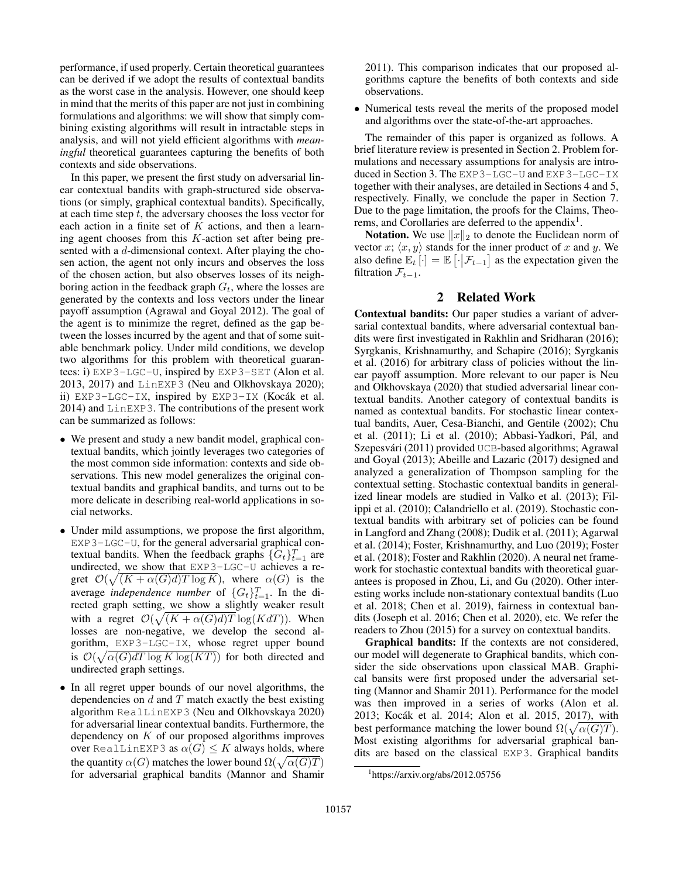performance, if used properly. Certain theoretical guarantees can be derived if we adopt the results of contextual bandits as the worst case in the analysis. However, one should keep in mind that the merits of this paper are not just in combining formulations and algorithms: we will show that simply combining existing algorithms will result in intractable steps in analysis, and will not yield efficient algorithms with *meaningful* theoretical guarantees capturing the benefits of both contexts and side observations.

In this paper, we present the first study on adversarial linear contextual bandits with graph-structured side observations (or simply, graphical contextual bandits). Specifically, at each time step $t$, the adversary chooses the loss vector for each action in a finite set of $K$ actions, and then a learning agent chooses from this $K$-action set after being presented with a $d$-dimensional context. After playing the chosen action, the agent not only incurs and observes the loss of the chosen action, but also observes losses of its neighboring action in the feedback graph $G_t$, where the losses are generated by the contexts and loss vectors under the linear payoff assumption (Agrawal and Goyal 2012). The goal of the agent is to minimize the regret, defined as the gap between the losses incurred by the agent and that of some suitable benchmark policy. Under mild conditions, we develop two algorithms for this problem with theoretical guarantees: i) EXP3-LGC-U, inspired by EXP3-SET (Alon et al. 2013, 2017) and LinEXP3 (Neu and Olkhovskaya 2020); ii) EXP3-LGC-IX, inspired by EXP3-IX (Kocák et al. 2014) and LinEXP3. The contributions of the present work can be summarized as follows:

- We present and study a new bandit model, graphical contextual bandits, which jointly leverages two categories of the most common side information: contexts and side observations. This new model generalizes the original contextual bandits and graphical bandits, and turns out to be more delicate in describing real-world applications in social networks.
- Under mild assumptions, we propose the first algorithm, EXP3-LGC-U, for the general adversarial graphical contextual bandits. When the feedback graphs $\{G_t\}_{t=1}^T$ are undirected, we show that EXP3-LGC-U achieves a regret $\mathcal{O}(\sqrt{(K+\alpha(G)d)T\log K})$, where $\alpha(G)$ is the average *independence number* of $\{G_t\}_{t=1}^T$. In the directed graph setting, we show a slightly weaker result with a regret $\mathcal{O}(\sqrt{(K+\alpha(G)d)T}\log(KdT))$. When losses are non-negative, we develop the second algorithm, EXP3-LGC-IX, whose regret upper bound is $\mathcal{O}(\sqrt{\alpha(G)dT\log K\log(KT)})$ for both directed and undirected graph settings.
- In all regret upper bounds of our novel algorithms, the dependencies on $d$ and $T$ match exactly the best existing algorithm RealLinEXP3 (Neu and Olkhovskaya 2020) for adversarial linear contextual bandits. Furthermore, the dependency on $K$ of our proposed algorithms improves over RealLinEXP3 as $\alpha(G) \leq K$ always holds, where the quantity $\alpha(G)$ matches the lower bound $\Omega(\sqrt{\alpha(G)T})$ for adversarial graphical bandits (Mannor and Shamir 2011). This comparison indicates that our proposed algorithms capture the benefits of both contexts and side observations.
- Numerical tests reveal the merits of the proposed model and algorithms over the state-of-the-art approaches.

The remainder of this paper is organized as follows. A brief literature review is presented in Section 2. Problem formulations and necessary assumptions for analysis are introduced in Section 3. The EXP3-LGC-U and EXP3-LGC-IX together with their analyses, are detailed in Sections 4 and 5, respectively. Finally, we conclude the paper in Section 7. Due to the page limitation, the proofs for the Claims, Theorems, and Corollaries are deferred to the appendix[1].

**Notation.** We use $\|x\|_2$ to denote the Euclidean norm of vector $x$; $\langle x, y\rangle$ stands for the inner product of $x$ and $y$. We also define $\mathbb{E}_t[\cdot] = \mathbb{E}\left[\cdot\middle|\mathcal{F}_{t-1}\right]$ as the expectation given the filtration $\mathcal{F}_{t-1}$.

## 2 Related Work

**Contextual bandits:** Our paper studies a variant of adversarial contextual bandits, where adversarial contextual bandits were first investigated in Rakhlin and Sridharan (2016); Syrgkanis, Krishnamurthy, and Schapire (2016); Syrgkanis et al. (2016) for arbitrary class of policies without the linear payoff assumption. More relevant to our paper is Neu and Olkhovskaya (2020) that studied adversarial linear contextual bandits. Another category of contextual bandits is named as contextual bandits. For stochastic linear contextual bandits, Auer, Cesa-Bianchi, and Gentile (2002); Chu et al. (2011); Li et al. (2010); Abbasi-Yadkori, Pál, and Szepesvári (2011) provided UCB-based algorithms; Agrawal and Goyal (2013); Abeille and Lazaric (2017) designed and analyzed a generalization of Thompson sampling for the contextual setting. Stochastic contextual bandits in generalized linear models are studied in Valko et al. (2013); Filippi et al. (2010); Calandriello et al. (2019). Stochastic contextual bandits with arbitrary set of policies can be found in Langford and Zhang (2008); Dudik et al. (2011); Agarwal et al. (2014); Foster, Krishnamurthy, and Luo (2019); Foster et al. (2018); Foster and Rakhlin (2020). A neural net framework for stochastic contextual bandits with theoretical guarantees is proposed in Zhou, Li, and Gu (2020). Other interesting works include non-stationary contextual bandits (Luo et al. 2018; Chen et al. 2019), fairness in contextual bandits (Joseph et al. 2016; Chen et al. 2020), etc. We refer the readers to Zhou (2015) for a survey on contextual bandits.

**Graphical bandits:** If the contexts are not considered, our model will degenerate to Graphical bandits, which consider the side observations upon classical MAB. Graphical bansits were first proposed under the adversarial setting (Mannor and Shamir 2011). Performance for the model was then improved in a series of works (Alon et al. 2013; Kocák et al. 2014; Alon et al. 2015, 2017), with best performance matching the lower bound $\Omega(\sqrt{\alpha(G)T})$. Most existing algorithms for adversarial graphical bandits are based on the classical EXP3. Graphical bandits

[1] https://arxiv.org/abs/2012.05756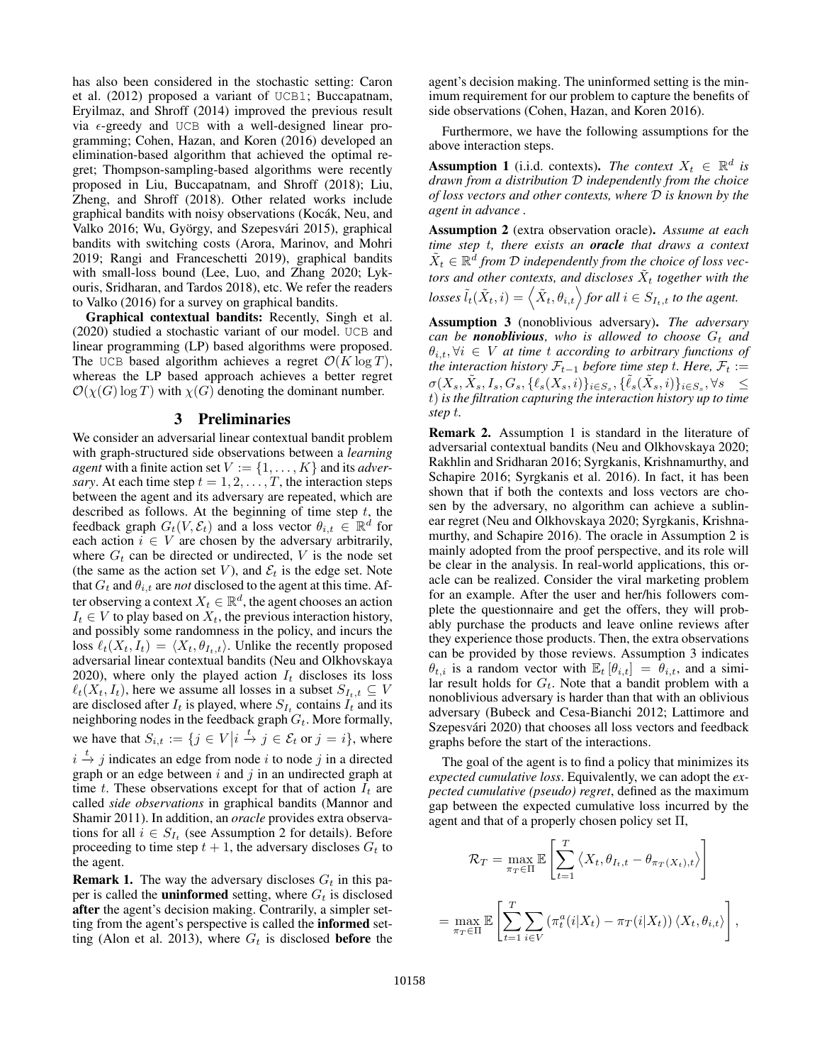has also been considered in the stochastic setting: Caron et al. (2012) proposed a variant of UCB1; Buccapatnam, Eryilmaz, and Shroff (2014) improved the previous result via $\epsilon$-greedy and UCB with a well-designed linear programming; Cohen, Hazan, and Koren (2016) developed an elimination-based algorithm that achieved the optimal regret; Thompson-sampling-based algorithms were recently proposed in Liu, Buccapatnam, and Shroff (2018); Liu, Zheng, and Shroff (2018). Other related works include graphical bandits with noisy observations (Kocák, Neu, and Valko 2016; Wu, György, and Szepesvári 2015), graphical bandits with switching costs (Arora, Marinov, and Mohri 2019; Rangi and Franceschetti 2019), graphical bandits with small-loss bound (Lee, Luo, and Zhang 2020; Lykouris, Sridharan, and Tardos 2018), etc. We refer the readers to Valko (2016) for a survey on graphical bandits.

**Graphical contextual bandits:** Recently, Singh et al. (2020) studied a stochastic variant of our model. UCB and linear programming (LP) based algorithms were proposed. The UCB based algorithm achieves a regret $\mathcal{O}(K \log T)$, whereas the LP based approach achieves a better regret $\mathcal{O}(\chi(G) \log T)$ with $\chi(G)$ denoting the dominant number.

# 3 Preliminaries

We consider an adversarial linear contextual bandit problem with graph-structured side observations between a *learning agent* with a finite action set $V := \{1, \ldots, K\}$ and its *adversary*. At each time step $t = 1, 2, \ldots, T$, the interaction steps between the agent and its adversary are repeated, which are described as follows. At the beginning of time step $t$, the feedback graph $G_t(V, \mathcal{E}_t)$ and a loss vector $\theta_{i,t} \in \mathbb{R}^d$ for each action $i \in V$ are chosen by the adversary arbitrarily, where $G_t$ can be directed or undirected, $V$ is the node set (the same as the action set $V$), and $\mathcal{E}_t$ is the edge set. Note that $G_t$ and $\theta_{i,t}$ are *not* disclosed to the agent at this time. After observing a context $X_t \in \mathbb{R}^d$, the agent chooses an action $I_t \in V$ to play based on $X_t$, the previous interaction history, and possibly some randomness in the policy, and incurs the loss $\ell_t(X_t, I_t) = \langle X_t, \theta_{I_t,t} \rangle$. Unlike the recently proposed adversarial linear contextual bandits (Neu and Olkhovskaya 2020), where only the played action $I_t$ discloses its loss $\ell_t(X_t, I_t)$, here we assume all losses in a subset $S_{I_t,t} \subseteq V$ are disclosed after $I_t$ is played, where $S_{I_t}$ contains $I_t$ and its neighboring nodes in the feedback graph $G_t$. More formally, we have that $S_{i,t} := \{j \in V | i \xrightarrow{t} j \in \mathcal{E}_t \text{ or } j = i\}$, where $i \xrightarrow{t} j$ indicates an edge from node $i$ to node $j$ in a directed graph or an edge between $i$ and $j$ in an undirected graph at time $t$. These observations except for that of action $I_t$ are called *side observations* in graphical bandits (Mannor and Shamir 2011). In addition, an *oracle* provides extra observations for all $i \in S_{I_t}$ (see Assumption 2 for details). Before proceeding to time step $t+1$, the adversary discloses $G_t$ to the agent.

**Remark 1.** The way the adversary discloses $G_t$ in this paper is called the **uninformed** setting, where $G_t$ is disclosed **after** the agent's decision making. Contrarily, a simpler setting from the agent's perspective is called the **informed** setting (Alon et al. 2013), where $G_t$ is disclosed **before** the agent's decision making. The uninformed setting is the minimum requirement for our problem to capture the benefits of side observations (Cohen, Hazan, and Koren 2016).

Furthermore, we have the following assumptions for the above interaction steps.

**Assumption 1** (i.i.d. contexts). *The context $X_t \in \mathbb{R}^d$ is drawn from a distribution $\mathcal{D}$ independently from the choice of loss vectors and other contexts, where $\mathcal{D}$ is known by the agent in advance .*

**Assumption 2** (extra observation oracle). *Assume at each time step $t$, there exists an **oracle** that draws a context $\tilde{X}_t \in \mathbb{R}^d$ from $\mathcal{D}$ independently from the choice of loss vectors and other contexts, and discloses $\tilde{X}_t$ together with the losses $\tilde{l}_t(\tilde{X}_t, i) = \langle \tilde{X}_t, \theta_{i,t} \rangle$ for all $i \in S_{I_t,t}$ to the agent.*

**Assumption 3** (nonoblivious adversary). *The adversary can be **nonoblivious**, who is allowed to choose $G_t$ and $\theta_{i,t}, \forall i \in V$ at time $t$ according to arbitrary functions of the interaction history $\mathcal{F}_{t-1}$ before time step $t$. Here, $\mathcal{F}_t := \sigma(X_s, \tilde{X}_s, I_s, G_s, \{\ell_s(X_s, i)\}_{i \in S_s}, \{\tilde{\ell}_s(\tilde{X}_s, i)\}_{i \in S_s}, \forall s \leq t)$ is the filtration capturing the interaction history up to time step $t$.*

**Remark 2.** Assumption 1 is standard in the literature of adversarial contextual bandits (Neu and Olkhovskaya 2020; Rakhlin and Sridharan 2016; Syrgkanis, Krishnamurthy, and Schapire 2016; Syrgkanis et al. 2016). In fact, it has been shown that if both the contexts and loss vectors are chosen by the adversary, no algorithm can achieve a sublinear regret (Neu and Olkhovskaya 2020; Syrgkanis, Krishnamurthy, and Schapire 2016). The oracle in Assumption 2 is mainly adopted from the proof perspective, and its role will be clear in the analysis. In real-world applications, this oracle can be realized. Consider the viral marketing problem for an example. After the user and her/his followers complete the questionnaire and get the offers, they will probably purchase the products and leave online reviews after they experience those products. Then, the extra observations can be provided by those reviews. Assumption 3 indicates $\theta_{t,i}$ is a random vector with $\mathbb{E}_t[\theta_{i,t}] = \theta_{i,t}$, and a similar result holds for $G_t$. Note that a bandit problem with a nonoblivious adversary is harder than that with an oblivious adversary (Bubeck and Cesa-Bianchi 2012; Lattimore and Szepesvári 2020) that chooses all loss vectors and feedback graphs before the start of the interactions.

The goal of the agent is to find a policy that minimizes its *expected cumulative loss*. Equivalently, we can adopt the *expected cumulative (pseudo) regret*, defined as the maximum gap between the expected cumulative loss incurred by the agent and that of a properly chosen policy set $\Pi$,

$$\mathcal{R}_T = \max_{\pi_T \in \Pi} \mathbb{E}\left[\sum_{t=1}^{T} \langle X_t, \theta_{I_t,t} - \theta_{\pi_T(X_t),t} \rangle\right]$$

$$= \max_{\pi_T \in \Pi} \mathbb{E}\left[\sum_{t=1}^{T} \sum_{i \in V} \left(\pi_t^a(i|X_t) - \pi_T(i|X_t)\right) \langle X_t, \theta_{i,t} \rangle\right],$$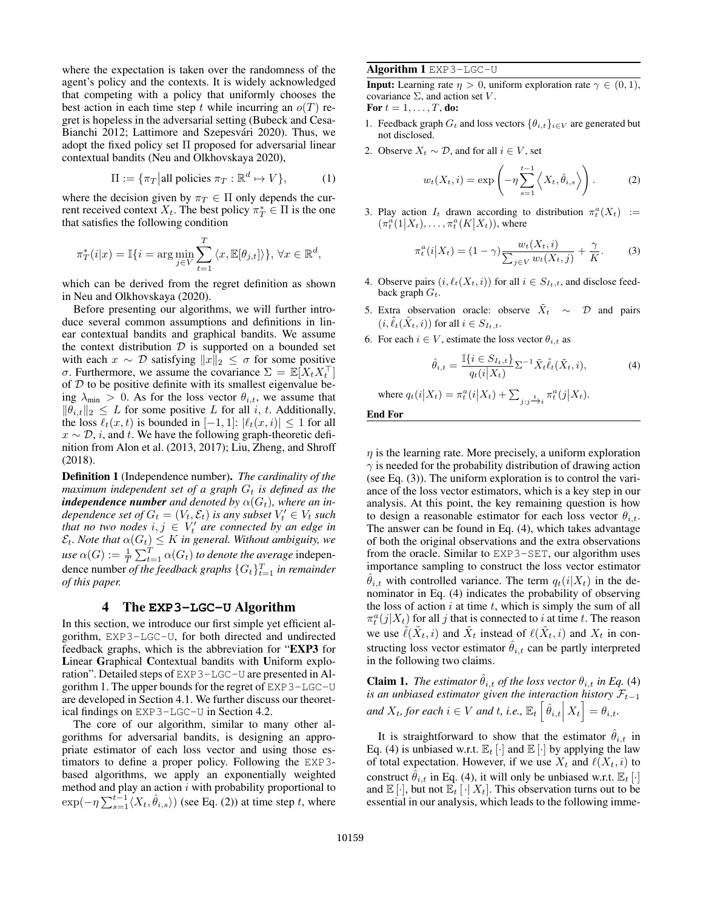where the expectation is taken over the randomness of the agent's policy and the contexts. It is widely acknowledged that competing with a policy that uniformly chooses the best action in each time step $t$ while incurring an $o(T)$ regret is hopeless in the adversarial setting (Bubeck and Cesa-Bianchi 2012; Lattimore and Szepesvári 2020). Thus, we adopt the fixed policy set $\Pi$ proposed for adversarial linear contextual bandits (Neu and Olkhovskaya 2020),

$$\Pi := \{\pi_T \big| \text{all policies } \pi_T : \mathbb{R}^d \mapsto V\}, \tag{1}$$

where the decision given by $\pi_T \in \Pi$ only depends the current received context $X_t$. The best policy $\pi_T^* \in \Pi$ is the one that satisfies the following condition

$$\pi_T^*(i|x) = \mathbb{I}\{i = \arg\min_{j \in V} \sum_{t=1}^{T} \langle x, \mathbb{E}[\theta_{j,t}] \rangle\}, \ \forall x \in \mathbb{R}^d,$$

which can be derived from the regret definition as shown in Neu and Olkhovskaya (2020).

Before presenting our algorithms, we will further introduce several common assumptions and definitions in linear contextual bandits and graphical bandits. We assume the context distribution $\mathcal{D}$ is supported on a bounded set with each $x \sim \mathcal{D}$ satisfying $\|x\|_2 \le \sigma$ for some positive $\sigma$. Furthermore, we assume the covariance $\Sigma = \mathbb{E}[X_t X_t^\top]$ of $\mathcal{D}$ to be positive definite with its smallest eigenvalue being $\lambda_{\min} > 0$. As for the loss vector $\theta_{i,t}$, we assume that $\|\theta_{i,t}\|_2 \le L$ for some positive $L$ for all $i$, $t$. Additionally, the loss $\ell_t(x,t)$ is bounded in $[-1, 1]$: $|\ell_t(x,i)| \le 1$ for all $x \sim \mathcal{D}$, $i$, and $t$. We have the following graph-theoretic definition from Alon et al. (2013, 2017); Liu, Zheng, and Shroff (2018).

**Definition 1** (Independence number). *The cardinality of the maximum independent set of a graph $G_t$ is defined as the* ***independence number*** *and denoted by $\alpha(G_t)$, where an independence set of $G_t = (V_t, \mathcal{E}_t)$ is any subset $V_t' \in V_t$ such that no two nodes $i, j \in V_t'$ are connected by an edge in $\mathcal{E}_t$. Note that $\alpha(G_t) \le K$ in general. Without ambiguity, we use $\alpha(G) := \frac{1}{T}\sum_{t=1}^{T} \alpha(G_t)$ to denote the average* independence number *of the feedback graphs $\{G_t\}_{t=1}^T$ in remainder of this paper.*

## 4 The EXP3-LGC-U Algorithm

In this section, we introduce our first simple yet efficient algorithm, EXP3-LGC-U, for both directed and undirected feedback graphs, which is the abbreviation for "**EXP3** for **L**inear **G**raphical **C**ontextual bandits with **U**niform exploration". Detailed steps of EXP3-LGC-U are presented in Algorithm 1. The upper bounds for the regret of EXP3-LGC-U are developed in Section 4.1. We further discuss our theoretical findings on EXP3-LGC-U in Section 4.2.

The core of our algorithm, similar to many other algorithms for adversarial bandits, is designing an appropriate estimator of each loss vector and using those estimators to define a proper policy. Following the EXP3-based algorithms, we apply an exponentially weighted method and play an action $i$ with probability proportional to $\exp(-\eta \sum_{s=1}^{t-1} \langle X_t, \hat{\theta}_{i,s} \rangle)$ (see Eq. (2)) at time step $t$, where $\eta$ is the learning rate. More precisely, a uniform exploration $\gamma$ is needed for the probability distribution of drawing action (see Eq. (3)). The uniform exploration is to control the variance of the loss vector estimators, which is a key step in our analysis. At this point, the key remaining question is how to design a reasonable estimator for each loss vector $\theta_{i,t}$. The answer can be found in Eq. (4), which takes advantage of both the original observations and the extra observations from the oracle. Similar to EXP3-SET, our algorithm uses importance sampling to construct the loss vector estimator $\hat{\theta}_{i,t}$ with controlled variance. The term $q_t(i|X_t)$ in the denominator in Eq. (4) indicates the probability of observing the loss of action $i$ at time $t$, which is simply the sum of all $\pi_t^a(j|X_t)$ for all $j$ that is connected to $i$ at time $t$. The reason we use $\tilde{\ell}(\tilde{X}_t, i)$ and $\tilde{X}_t$ instead of $\ell(\tilde{X}_t, i)$ and $X_t$ in constructing loss vector estimator $\hat{\theta}_{i,t}$ can be partly interpreted in the following two claims.

**Algorithm 1** EXP3-LGC-U

**Input:** Learning rate $\eta > 0$, uniform exploration rate $\gamma \in (0, 1)$, covariance $\Sigma$, and action set $V$.

**For** $t = 1, \ldots, T$, **do:**

1. Feedback graph $G_t$ and loss vectors $\{\theta_{i,t}\}_{i \in V}$ are generated but not disclosed.
2. Observe $X_t \sim \mathcal{D}$, and for all $i \in V$, set
$$w_t(X_t, i) = \exp\left(-\eta \sum_{s=1}^{t-1} \left\langle X_t, \hat{\theta}_{i,s} \right\rangle\right). \tag{2}$$
3. Play action $I_t$ drawn according to distribution $\pi_t^a(X_t) := (\pi_t^a(1|X_t), \ldots, \pi_t^a(K|X_t))$, where
$$\pi_t^a(i|X_t) = (1-\gamma)\frac{w_t(X_t, i)}{\sum_{j \in V} w_t(X_t, j)} + \frac{\gamma}{K}. \tag{3}$$
4. Observe pairs $(i, \ell_t(X_t, i))$ for all $i \in S_{I_t,t}$, and disclose feedback graph $G_t$.
5. Extra observation oracle: observe $\tilde{X}_t \sim \mathcal{D}$ and pairs $(i, \tilde{\ell}_t(\tilde{X}_t, i))$ for all $i \in S_{I_t,t}$.
6. For each $i \in V$, estimate the loss vector $\theta_{i,t}$ as
$$\hat{\theta}_{i,t} = \frac{\mathbb{I}\{i \in S_{I_t,t}\}}{q_t(i|X_t)} \Sigma^{-1} \tilde{X}_t \tilde{\ell}_t(\tilde{X}_t, i), \tag{4}$$
where $q_t(i|X_t) = \pi_t^a(i|X_t) + \sum_{j:j \xrightarrow{t} i} \pi_t^a(j|X_t)$.

**End For**

**Claim 1.** *The estimator $\hat{\theta}_{i,t}$ of the loss vector $\theta_{i,t}$ in Eq. (4) is an unbiased estimator given the interaction history $\mathcal{F}_{t-1}$ and $X_t$, for each $i \in V$ and $t$, i.e., $\mathbb{E}_t\left[\hat{\theta}_{i,t}\Big| X_t\right] = \theta_{i,t}$.*

It is straightforward to show that the estimator $\hat{\theta}_{i,t}$ in Eq. (4) is unbiased w.r.t. $\mathbb{E}_t[\cdot]$ and $\mathbb{E}[\cdot]$ by applying the law of total expectation. However, if we use $X_t$ and $\ell(X_t, i)$ to construct $\hat{\theta}_{i,t}$ in Eq. (4), it will only be unbiased w.r.t. $\mathbb{E}_t[\cdot]$ and $\mathbb{E}[\cdot]$, but not $\mathbb{E}_t[\cdot | X_t]$. This observation turns out to be essential in our analysis, which leads to the following imme-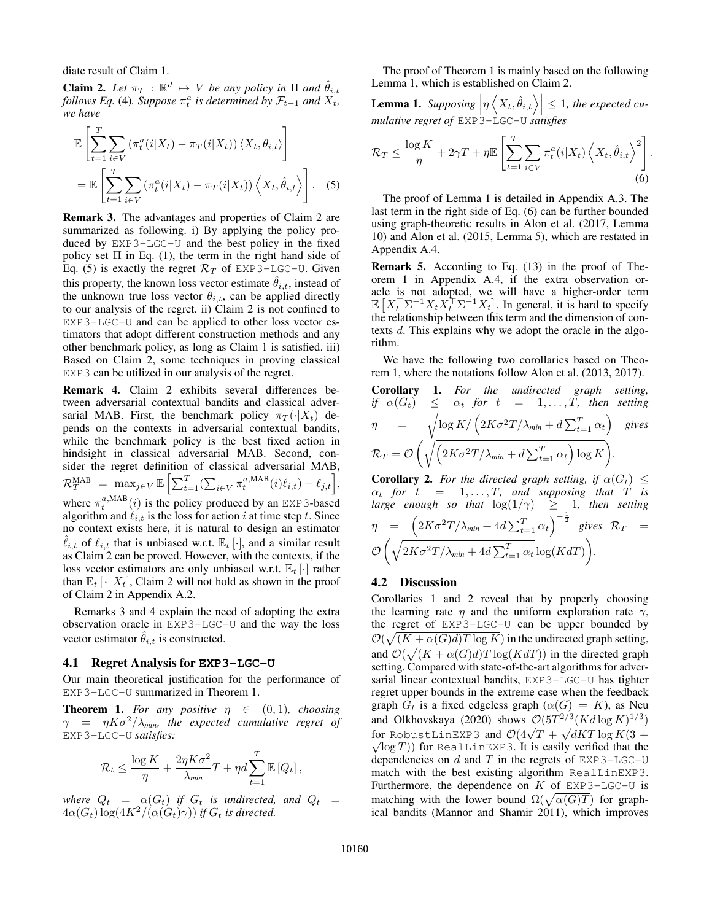diate result of Claim 1.

**Claim 2.** *Let $\pi_T : \mathbb{R}^d \mapsto V$ be any policy in $\Pi$ and $\hat{\theta}_{i,t}$ follows Eq.* (4)*. Suppose $\pi_t^a$ is determined by $\mathcal{F}_{t-1}$ and $X_t$, we have*

$$\mathbb{E}\left[\sum_{t=1}^{T}\sum_{i\in V}\left(\pi_t^a(i|X_t) - \pi_T(i|X_t)\right)\langle X_t, \theta_{i,t}\rangle\right] = \mathbb{E}\left[\sum_{t=1}^{T}\sum_{i\in V}\left(\pi_t^a(i|X_t) - \pi_T(i|X_t)\right)\left\langle X_t, \hat{\theta}_{i,t}\right\rangle\right]. \quad (5)$$

**Remark 3.** The advantages and properties of Claim 2 are summarized as following. i) By applying the policy produced by EXP3-LGC-U and the best policy in the fixed policy set $\Pi$ in Eq. (1), the term in the right hand side of Eq. (5) is exactly the regret $\mathcal{R}_T$ of EXP3-LGC-U. Given this property, the known loss vector estimate $\hat{\theta}_{i,t}$, instead of the unknown true loss vector $\theta_{i,t}$, can be applied directly to our analysis of the regret. ii) Claim 2 is not confined to EXP3-LGC-U and can be applied to other loss vector estimators that adopt different construction methods and any other benchmark policy, as long as Claim 1 is satisfied. iii) Based on Claim 2, some techniques in proving classical EXP3 can be utilized in our analysis of the regret.

**Remark 4.** Claim 2 exhibits several differences between adversarial contextual bandits and classical adversarial MAB. First, the benchmark policy $\pi_T(\cdot|X_t)$ depends on the contexts in adversarial contextual bandits, while the benchmark policy is the best fixed action in hindsight in classical adversarial MAB. Second, consider the regret definition of classical adversarial MAB, $\mathcal{R}_T^{\text{MAB}} = \max_{j\in V}\mathbb{E}\left[\sum_{t=1}^{T}(\sum_{i\in V}\pi_t^{a,\text{MAB}}(i)\ell_{i,t}) - \ell_{j,t}\right]$, where $\pi_t^{a,\text{MAB}}(i)$ is the policy produced by an EXP3-based algorithm and $\ell_{i,t}$ is the loss for action $i$ at time step $t$. Since no context exists here, it is natural to design an estimator $\hat{\ell}_{i,t}$ of $\ell_{i,t}$ that is unbiased w.r.t. $\mathbb{E}_t[\cdot]$, and a similar result as Claim 2 can be proved. However, with the contexts, if the loss vector estimators are only unbiased w.r.t. $\mathbb{E}_t[\cdot]$ rather than $\mathbb{E}_t[\cdot|\, X_t]$, Claim 2 will not hold as shown in the proof of Claim 2 in Appendix A.2.

Remarks 3 and 4 explain the need of adopting the extra observation oracle in EXP3-LGC-U and the way the loss vector estimator $\hat{\theta}_{i,t}$ is constructed.

### 4.1 Regret Analysis for **EXP3-LGC-U**

Our main theoretical justification for the performance of EXP3-LGC-U summarized in Theorem 1.

**Theorem 1.** *For any positive $\eta \in (0,1)$, choosing $\gamma = \eta K\sigma^2/\lambda_{min}$, the expected cumulative regret of* EXP3-LGC-U *satisfies:*

$$\mathcal{R}_t \leq \frac{\log K}{\eta} + \frac{2\eta K\sigma^2}{\lambda_{min}}T + \eta d\sum_{t=1}^{T}\mathbb{E}\left[Q_t\right],$$

*where $Q_t = \alpha(G_t)$ if $G_t$ is undirected, and $Q_t = 4\alpha(G_t)\log(4K^2/(\alpha(G_t)\gamma))$ if $G_t$ is directed.*

The proof of Theorem 1 is mainly based on the following Lemma 1, which is established on Claim 2.

**Lemma 1.** *Supposing $\left|\eta\left\langle X_t, \hat{\theta}_{i,t}\right\rangle\right| \leq 1$, the expected cumulative regret of* EXP3-LGC-U *satisfies*

$$\mathcal{R}_T \leq \frac{\log K}{\eta} + 2\gamma T + \eta\mathbb{E}\left[\sum_{t=1}^{T}\sum_{i\in V}\pi_t^a(i|X_t)\left\langle X_t, \hat{\theta}_{i,t}\right\rangle^2\right]. \quad (6)$$

The proof of Lemma 1 is detailed in Appendix A.3. The last term in the right side of Eq. (6) can be further bounded using graph-theoretic results in Alon et al. (2017, Lemma 10) and Alon et al. (2015, Lemma 5), which are restated in Appendix A.4.

**Remark 5.** According to Eq. (13) in the proof of Theorem 1 in Appendix A.4, if the extra observation oracle is not adopted, we will have a higher-order term $\mathbb{E}\left[X_t^\top\Sigma^{-1}X_tX_t^\top\Sigma^{-1}X_t\right]$. In general, it is hard to specify the relationship between this term and the dimension of contexts $d$. This explains why we adopt the oracle in the algorithm.

We have the following two corollaries based on Theorem 1, where the notations follow Alon et al. (2013, 2017).

**Corollary 1.** *For the undirected graph setting, if $\alpha(G_t) \leq \alpha_t$ for $t = 1,\ldots,T$, then setting $\eta = \sqrt{\log K/\left(2K\sigma^2T/\lambda_{min} + d\sum_{t=1}^{T}\alpha_t\right)}$ gives $\mathcal{R}_T = \mathcal{O}\left(\sqrt{\left(2K\sigma^2T/\lambda_{min} + d\sum_{t=1}^{T}\alpha_t\right)\log K}\right)$.*

**Corollary 2.** *For the directed graph setting, if $\alpha(G_t) \leq \alpha_t$ for $t = 1,\ldots,T$, and supposing that $T$ is large enough so that $\log(1/\gamma) \geq 1$, then setting $\eta = \left(2K\sigma^2T/\lambda_{min} + 4d\sum_{t=1}^{T}\alpha_t\right)^{-\frac{1}{2}}$ gives $\mathcal{R}_T = \mathcal{O}\left(\sqrt{2K\sigma^2T/\lambda_{min} + 4d\sum_{t=1}^{T}\alpha_t}\log(KdT)\right)$.*

### 4.2 Discussion

Corollaries 1 and 2 reveal that by properly choosing the learning rate $\eta$ and the uniform exploration rate $\gamma$, the regret of EXP3-LGC-U can be upper bounded by $\mathcal{O}(\sqrt{(K+\alpha(G)d)T\log K})$ in the undirected graph setting, and $\mathcal{O}(\sqrt{(K+\alpha(G)d)T}\log(KdT))$ in the directed graph setting. Compared with state-of-the-art algorithms for adversarial linear contextual bandits, EXP3-LGC-U has tighter regret upper bounds in the extreme case when the feedback graph $G_t$ is a fixed edgeless graph ($\alpha(G) = K$), as Neu and Olkhovskaya (2020) shows $\mathcal{O}(5T^{2/3}(Kd\log K)^{1/3})$ for RobustLinEXP3 and $\mathcal{O}(4\sqrt{T} + \sqrt{dKT\log K}(3 + \sqrt{\log T}))$ for RealLinEXP3. It is easily verified that the dependencies on $d$ and $T$ in the regrets of EXP3-LGC-U match with the best existing algorithm RealLinEXP3. Furthermore, the dependence on $K$ of EXP3-LGC-U is matching with the lower bound $\Omega(\sqrt{\alpha(G)T})$ for graphical bandits (Mannor and Shamir 2011), which improves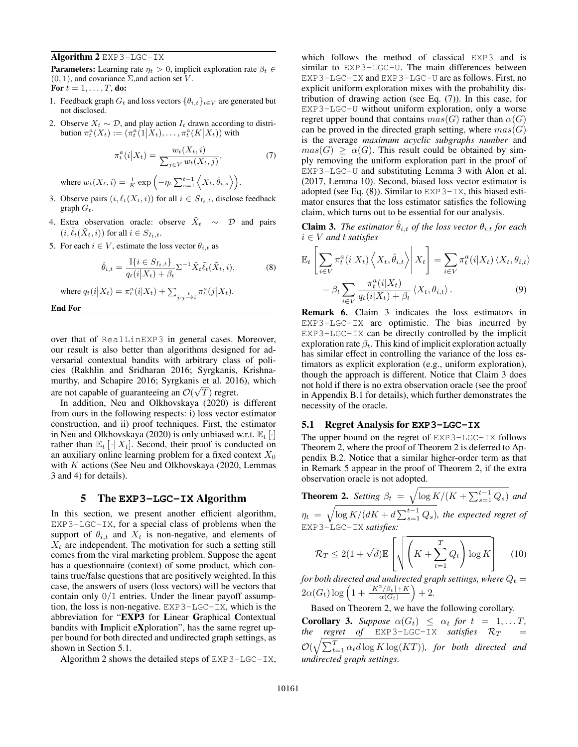**Algorithm 2** EXP3-LGC-IX

**Parameters:** Learning rate $\eta_t > 0$, implicit exploration rate $\beta_t \in (0,1)$, and covariance $\Sigma$,and action set $V$.

**For** $t = 1, \ldots, T$, **do:**

1. Feedback graph $G_t$ and loss vectors $\{\theta_{i,t}\}_{i \in V}$ are generated but not disclosed.
2. Observe $X_t \sim \mathcal{D}$, and play action $I_t$ drawn according to distribution $\pi_t^a(X_t) := (\pi_t^a(1|X_t), \ldots, \pi_t^a(K|X_t))$ with

$$\pi_t^a(i|X_t) = \frac{w_t(X_t, i)}{\sum_{j \in V} w_t(X_t, j)}, \tag{7}$$

   where $w_t(X_t, i) = \frac{1}{K} \exp\left(-\eta_t \sum_{s=1}^{t-1} \left\langle X_t, \hat{\theta}_{i,s} \right\rangle\right)$.
3. Observe pairs $(i, \ell_t(X_t, i))$ for all $i \in S_{I_t,t}$, disclose feedback graph $G_t$.
4. Extra observation oracle: observe $\tilde{X}_t \sim \mathcal{D}$ and pairs $(i, \tilde{\ell}_t(\tilde{X}_t, i))$ for all $i \in S_{I_t,t}$.
5. For each $i \in V$, estimate the loss vector $\theta_{i,t}$ as

$$\hat{\theta}_{i,t} = \frac{\mathbb{I}\{i \in S_{I_t,t}\}}{q_t(i|X_t) + \beta_t} \Sigma^{-1} \tilde{X}_t \tilde{\ell}_t(\tilde{X}_t, i), \tag{8}$$

   where $q_t(i|X_t) = \pi_t^a(i|X_t) + \sum_{j: j \xrightarrow{t} i} \pi_t^a(j|X_t)$.

**End For**

over that of RealLinEXP3 in general cases. Moreover, our result is also better than algorithms designed for adversarial contextual bandits with arbitrary class of policies (Rakhlin and Sridharan 2016; Syrgkanis, Krishnamurthy, and Schapire 2016; Syrgkanis et al. 2016), which are not capable of guaranteeing an $\mathcal{O}(\sqrt{T})$ regret.

In addition, Neu and Olkhovskaya (2020) is different from ours in the following respects: i) loss vector estimator construction, and ii) proof techniques. First, the estimator in Neu and Olkhovskaya (2020) is only unbiased w.r.t. $\mathbb{E}_t[\cdot]$ rather than $\mathbb{E}_t[\cdot|X_t]$. Second, their proof is conducted on an auxiliary online learning problem for a fixed context $X_0$ with $K$ actions (See Neu and Olkhovskaya (2020, Lemmas 3 and 4) for details).

## 5 The EXP3-LGC-IX Algorithm

In this section, we present another efficient algorithm, EXP3-LGC-IX, for a special class of problems when the support of $\theta_{i,t}$ and $X_t$ is non-negative, and elements of $X_t$ are independent. The motivation for such a setting still comes from the viral marketing problem. Suppose the agent has a questionnaire (context) of some product, which contains true/false questions that are positively weighted. In this case, the answers of users (loss vectors) will be vectors that contain only $0/1$ entries. Under the linear payoff assumption, the loss is non-negative. EXP3-LGC-IX, which is the abbreviation for "**EXP3** for **L**inear **G**raphical **C**ontextual bandits with **I**mplicit e**X**ploration", has the same regret upper bound for both directed and undirected graph settings, as shown in Section 5.1.

Algorithm 2 shows the detailed steps of EXP3-LGC-IX, which follows the method of classical EXP3 and is similar to EXP3-LGC-U. The main differences between EXP3-LGC-IX and EXP3-LGC-U are as follows. First, no explicit uniform exploration mixes with the probability distribution of drawing action (see Eq. (7)). In this case, for EXP3-LGC-U without uniform exploration, only a worse regret upper bound that contains $mas(G)$ rather than $\alpha(G)$ can be proved in the directed graph setting, where $mas(G)$ is the average *maximum acyclic subgraphs number* and $mas(G) \geq \alpha(G)$. This result could be obtained by simply removing the uniform exploration part in the proof of EXP3-LGC-U and substituting Lemma 3 with Alon et al. (2017, Lemma 10). Second, biased loss vector estimator is adopted (see Eq. (8)). Similar to EXP3-IX, this biased estimator ensures that the loss estimator satisfies the following claim, which turns out to be essential for our analysis.

**Claim 3.** *The estimator $\hat{\theta}_{i,t}$ of the loss vector $\theta_{i,t}$ for each $i \in V$ and $t$ satisfies*

$$\mathbb{E}_t\left[\sum_{i \in V} \pi_t^a(i|X_t) \left\langle X_t, \hat{\theta}_{i,t} \right\rangle \middle| X_t\right] = \sum_{i \in V} \pi_t^a(i|X_t) \left\langle X_t, \theta_{i,t} \right\rangle - \beta_t \sum_{i \in V} \frac{\pi_t^a(i|X_t)}{q_t(i|X_t) + \beta_t} \left\langle X_t, \theta_{i,t} \right\rangle. \tag{9}$$

**Remark 6.** Claim 3 indicates the loss estimators in EXP3-LGC-IX are optimistic. The bias incurred by EXP3-LGC-IX can be directly controlled by the implicit exploration rate $\beta_t$. This kind of implicit exploration actually has similar effect in controlling the variance of the loss estimators as explicit exploration (e.g., uniform exploration), though the approach is different. Notice that Claim 3 does not hold if there is no extra observation oracle (see the proof in Appendix B.1 for details), which further demonstrates the necessity of the oracle.

### 5.1 Regret Analysis for EXP3-LGC-IX

The upper bound on the regret of EXP3-LGC-IX follows Theorem 2, where the proof of Theorem 2 is deferred to Appendix B.2. Notice that a similar higher-order term as that in Remark 5 appear in the proof of Theorem 2, if the extra observation oracle is not adopted.

**Theorem 2.** *Setting $\beta_t = \sqrt{\log K / (K + \sum_{s=1}^{t-1} Q_s)}$ and $\eta_t = \sqrt{\log K / (dK + d\sum_{s=1}^{t-1} Q_s)}$, the expected regret of* EXP3-LGC-IX *satisfies:*

$$\mathcal{R}_T \leq 2(1 + \sqrt{d}) \mathbb{E}\left[\sqrt{\left(K + \sum_{t=1}^{T} Q_t\right) \log K}\right] \tag{10}$$

*for both directed and undirected graph settings, where $Q_t = 2\alpha(G_t) \log\left(1 + \frac{\lceil K^2/\beta_t \rceil + K}{\alpha(G_t)}\right) + 2$.*

Based on Theorem 2, we have the following corollary.

**Corollary 3.** *Suppose $\alpha(G_t) \leq \alpha_t$ for $t = 1, \ldots T$, the regret of* EXP3-LGC-IX *satisfies $\mathcal{R}_T = \mathcal{O}(\sqrt{\sum_{t=1}^{T} \alpha_t d \log K \log(KT)})$, for both directed and undirected graph settings.*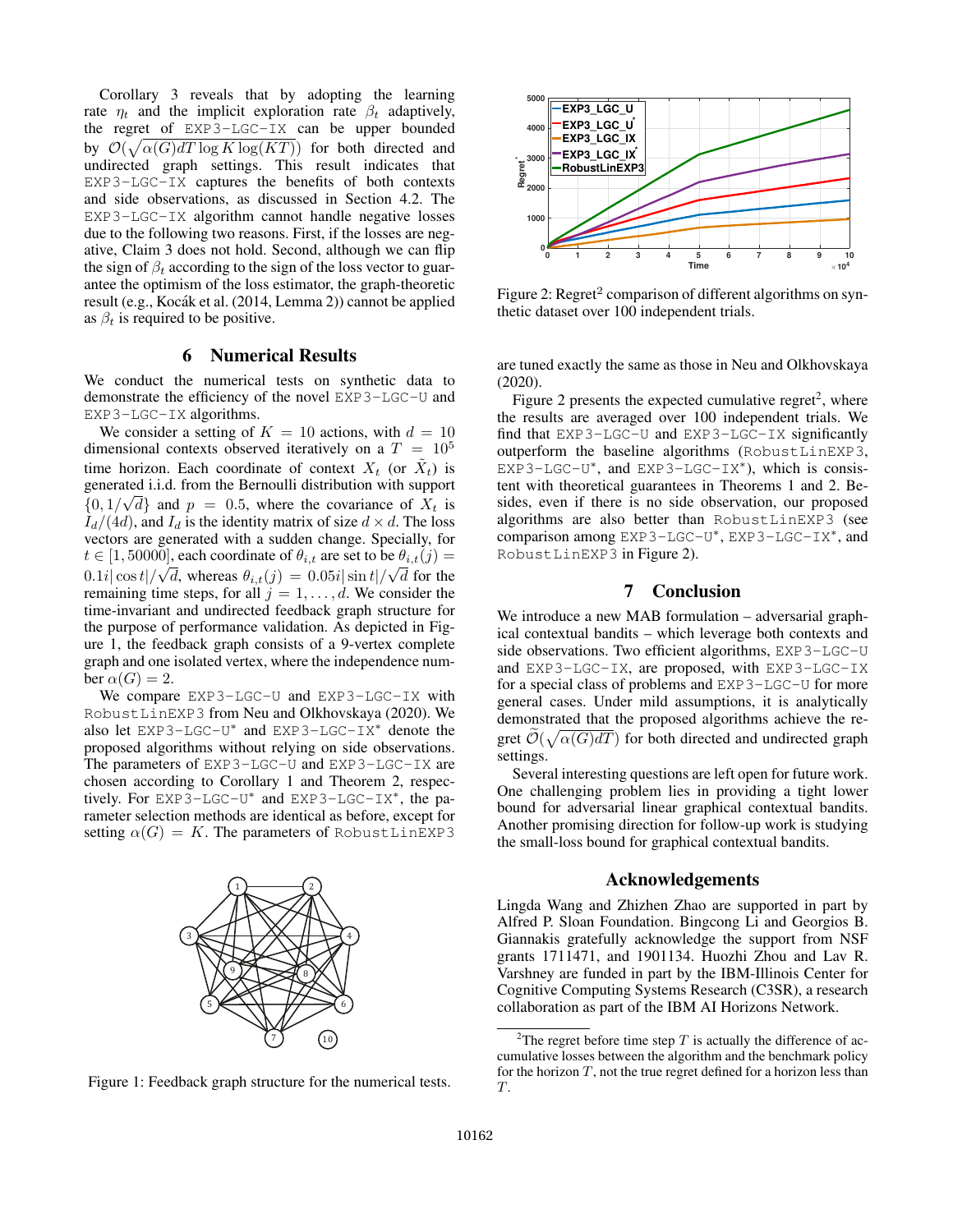Corollary 3 reveals that by adopting the learning rate $\eta_t$ and the implicit exploration rate $\beta_t$ adaptively, the regret of EXP3-LGC-IX can be upper bounded by $\mathcal{O}(\sqrt{\alpha(G)dT \log K \log(KT)})$ for both directed and undirected graph settings. This result indicates that EXP3-LGC-IX captures the benefits of both contexts and side observations, as discussed in Section 4.2. The EXP3-LGC-IX algorithm cannot handle negative losses due to the following two reasons. First, if the losses are negative, Claim 3 does not hold. Second, although we can flip the sign of $\beta_t$ according to the sign of the loss vector to guarantee the optimism of the loss estimator, the graph-theoretic result (e.g., Kocák et al. (2014, Lemma 2)) cannot be applied as $\beta_t$ is required to be positive.

## 6 Numerical Results

We conduct the numerical tests on synthetic data to demonstrate the efficiency of the novel EXP3-LGC-U and EXP3-LGC-IX algorithms.

We consider a setting of $K = 10$ actions, with $d = 10$ dimensional contexts observed iteratively on a $T = 10^5$ time horizon. Each coordinate of context $X_t$ (or $\tilde{X}_t$) is generated i.i.d. from the Bernoulli distribution with support $\{0, 1/\sqrt{d}\}$ and $p = 0.5$, where the covariance of $X_t$ is $I_d/(4d)$, and $I_d$ is the identity matrix of size $d \times d$. The loss vectors are generated with a sudden change. Specially, for $t \in [1, 50000]$, each coordinate of $\theta_{i,t}$ are set to be $\theta_{i,t}(j) = 0.1i|\cos t|/\sqrt{d}$, whereas $\theta_{i,t}(j) = 0.05i|\sin t|/\sqrt{d}$ for the remaining time steps, for all $j = 1, \ldots, d$. We consider the time-invariant and undirected feedback graph structure for the purpose of performance validation. As depicted in Figure 1, the feedback graph consists of a 9-vertex complete graph and one isolated vertex, where the independence number $\alpha(G) = 2$.

We compare EXP3-LGC-U and EXP3-LGC-IX with RobustLinEXP3 from Neu and Olkhovskaya (2020). We also let EXP3-LGC-U* and EXP3-LGC-IX* denote the proposed algorithms without relying on side observations. The parameters of EXP3-LGC-U and EXP3-LGC-IX are chosen according to Corollary 1 and Theorem 2, respectively. For EXP3-LGC-U* and EXP3-LGC-IX*, the parameter selection methods are identical as before, except for setting $\alpha(G) = K$. The parameters of RobustLinEXP3 are tuned exactly the same as those in Neu and Olkhovskaya (2020).

Figure 1: Feedback graph structure for the numerical tests.

Figure 2: Regret[2] comparison of different algorithms on synthetic dataset over 100 independent trials.

Figure 2 presents the expected cumulative regret[2], where the results are averaged over 100 independent trials. We find that EXP3-LGC-U and EXP3-LGC-IX significantly outperform the baseline algorithms (RobustLinEXP3, EXP3-LGC-U*, and EXP3-LGC-IX*), which is consistent with theoretical guarantees in Theorems 1 and 2. Besides, even if there is no side observation, our proposed algorithms are also better than RobustLinEXP3 (see comparison among EXP3-LGC-U*, EXP3-LGC-IX*, and RobustLinEXP3 in Figure 2).

## 7 Conclusion

We introduce a new MAB formulation – adversarial graphical contextual bandits – which leverage both contexts and side observations. Two efficient algorithms, EXP3-LGC-U and EXP3-LGC-IX, are proposed, with EXP3-LGC-IX for a special class of problems and EXP3-LGC-U for more general cases. Under mild assumptions, it is analytically demonstrated that the proposed algorithms achieve the regret $\widetilde{\mathcal{O}}(\sqrt{\alpha(G)dT})$ for both directed and undirected graph settings.

Several interesting questions are left open for future work. One challenging problem lies in providing a tight lower bound for adversarial linear graphical contextual bandits. Another promising direction for follow-up work is studying the small-loss bound for graphical contextual bandits.

## Acknowledgements

Lingda Wang and Zhizhen Zhao are supported in part by Alfred P. Sloan Foundation. Bingcong Li and Georgios B. Giannakis gratefully acknowledge the support from NSF grants 1711471, and 1901134. Huozhi Zhou and Lav R. Varshney are funded in part by the IBM-Illinois Center for Cognitive Computing Systems Research (C3SR), a research collaboration as part of the IBM AI Horizons Network.

[2] The regret before time step $T$ is actually the difference of accumulative losses between the algorithm and the benchmark policy for the horizon $T$, not the true regret defined for a horizon less than $T$.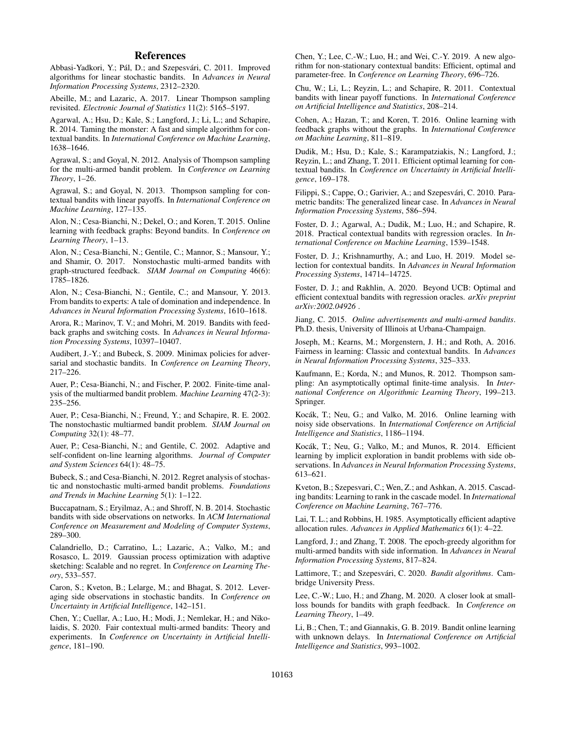# References

Abbasi-Yadkori, Y.; Pál, D.; and Szepesvári, C. 2011. Improved algorithms for linear stochastic bandits. In *Advances in Neural Information Processing Systems*, 2312–2320.

Abeille, M.; and Lazaric, A. 2017. Linear Thompson sampling revisited. *Electronic Journal of Statistics* 11(2): 5165–5197.

Agarwal, A.; Hsu, D.; Kale, S.; Langford, J.; Li, L.; and Schapire, R. 2014. Taming the monster: A fast and simple algorithm for contextual bandits. In *International Conference on Machine Learning*, 1638–1646.

Agrawal, S.; and Goyal, N. 2012. Analysis of Thompson sampling for the multi-armed bandit problem. In *Conference on Learning Theory*, 1–26.

Agrawal, S.; and Goyal, N. 2013. Thompson sampling for contextual bandits with linear payoffs. In *International Conference on Machine Learning*, 127–135.

Alon, N.; Cesa-Bianchi, N.; Dekel, O.; and Koren, T. 2015. Online learning with feedback graphs: Beyond bandits. In *Conference on Learning Theory*, 1–13.

Alon, N.; Cesa-Bianchi, N.; Gentile, C.; Mannor, S.; Mansour, Y.; and Shamir, O. 2017. Nonstochastic multi-armed bandits with graph-structured feedback. *SIAM Journal on Computing* 46(6): 1785–1826.

Alon, N.; Cesa-Bianchi, N.; Gentile, C.; and Mansour, Y. 2013. From bandits to experts: A tale of domination and independence. In *Advances in Neural Information Processing Systems*, 1610–1618.

Arora, R.; Marinov, T. V.; and Mohri, M. 2019. Bandits with feedback graphs and switching costs. In *Advances in Neural Information Processing Systems*, 10397–10407.

Audibert, J.-Y.; and Bubeck, S. 2009. Minimax policies for adversarial and stochastic bandits. In *Conference on Learning Theory*, 217–226.

Auer, P.; Cesa-Bianchi, N.; and Fischer, P. 2002. Finite-time analysis of the multiarmed bandit problem. *Machine Learning* 47(2-3): 235–256.

Auer, P.; Cesa-Bianchi, N.; Freund, Y.; and Schapire, R. E. 2002. The nonstochastic multiarmed bandit problem. *SIAM Journal on Computing* 32(1): 48–77.

Auer, P.; Cesa-Bianchi, N.; and Gentile, C. 2002. Adaptive and self-confident on-line learning algorithms. *Journal of Computer and System Sciences* 64(1): 48–75.

Bubeck, S.; and Cesa-Bianchi, N. 2012. Regret analysis of stochastic and nonstochastic multi-armed bandit problems. *Foundations and Trends in Machine Learning* 5(1): 1–122.

Buccapatnam, S.; Eryilmaz, A.; and Shroff, N. B. 2014. Stochastic bandits with side observations on networks. In *ACM International Conference on Measurement and Modeling of Computer Systems*, 289–300.

Calandriello, D.; Carratino, L.; Lazaric, A.; Valko, M.; and Rosasco, L. 2019. Gaussian process optimization with adaptive sketching: Scalable and no regret. In *Conference on Learning Theory*, 533–557.

Caron, S.; Kveton, B.; Lelarge, M.; and Bhagat, S. 2012. Leveraging side observations in stochastic bandits. In *Conference on Uncertainty in Artificial Intelligence*, 142–151.

Chen, Y.; Cuellar, A.; Luo, H.; Modi, J.; Nemlekar, H.; and Nikolaidis, S. 2020. Fair contextual multi-armed bandits: Theory and experiments. In *Conference on Uncertainty in Artificial Intelligence*, 181–190.

Chen, Y.; Lee, C.-W.; Luo, H.; and Wei, C.-Y. 2019. A new algorithm for non-stationary contextual bandits: Efficient, optimal and parameter-free. In *Conference on Learning Theory*, 696–726.

Chu, W.; Li, L.; Reyzin, L.; and Schapire, R. 2011. Contextual bandits with linear payoff functions. In *International Conference on Artificial Intelligence and Statistics*, 208–214.

Cohen, A.; Hazan, T.; and Koren, T. 2016. Online learning with feedback graphs without the graphs. In *International Conference on Machine Learning*, 811–819.

Dudik, M.; Hsu, D.; Kale, S.; Karampatziakis, N.; Langford, J.; Reyzin, L.; and Zhang, T. 2011. Efficient optimal learning for contextual bandits. In *Conference on Uncertainty in Artificial Intelligence*, 169–178.

Filippi, S.; Cappe, O.; Garivier, A.; and Szepesvári, C. 2010. Parametric bandits: The generalized linear case. In *Advances in Neural Information Processing Systems*, 586–594.

Foster, D. J.; Agarwal, A.; Dudik, M.; Luo, H.; and Schapire, R. 2018. Practical contextual bandits with regression oracles. In *International Conference on Machine Learning*, 1539–1548.

Foster, D. J.; Krishnamurthy, A.; and Luo, H. 2019. Model selection for contextual bandits. In *Advances in Neural Information Processing Systems*, 14714–14725.

Foster, D. J.; and Rakhlin, A. 2020. Beyond UCB: Optimal and efficient contextual bandits with regression oracles. *arXiv preprint arXiv:2002.04926* .

Jiang, C. 2015. *Online advertisements and multi-armed bandits*. Ph.D. thesis, University of Illinois at Urbana-Champaign.

Joseph, M.; Kearns, M.; Morgenstern, J. H.; and Roth, A. 2016. Fairness in learning: Classic and contextual bandits. In *Advances in Neural Information Processing Systems*, 325–333.

Kaufmann, E.; Korda, N.; and Munos, R. 2012. Thompson sampling: An asymptotically optimal finite-time analysis. In *International Conference on Algorithmic Learning Theory*, 199–213. Springer.

Kocák, T.; Neu, G.; and Valko, M. 2016. Online learning with noisy side observations. In *International Conference on Artificial Intelligence and Statistics*, 1186–1194.

Kocák, T.; Neu, G.; Valko, M.; and Munos, R. 2014. Efficient learning by implicit exploration in bandit problems with side observations. In *Advances in Neural Information Processing Systems*, 613–621.

Kveton, B.; Szepesvari, C.; Wen, Z.; and Ashkan, A. 2015. Cascading bandits: Learning to rank in the cascade model. In *International Conference on Machine Learning*, 767–776.

Lai, T. L.; and Robbins, H. 1985. Asymptotically efficient adaptive allocation rules. *Advances in Applied Mathematics* 6(1): 4–22.

Langford, J.; and Zhang, T. 2008. The epoch-greedy algorithm for multi-armed bandits with side information. In *Advances in Neural Information Processing Systems*, 817–824.

Lattimore, T.; and Szepesvári, C. 2020. *Bandit algorithms*. Cambridge University Press.

Lee, C.-W.; Luo, H.; and Zhang, M. 2020. A closer look at small-loss bounds for bandits with graph feedback. In *Conference on Learning Theory*, 1–49.

Li, B.; Chen, T.; and Giannakis, G. B. 2019. Bandit online learning with unknown delays. In *International Conference on Artificial Intelligence and Statistics*, 993–1002.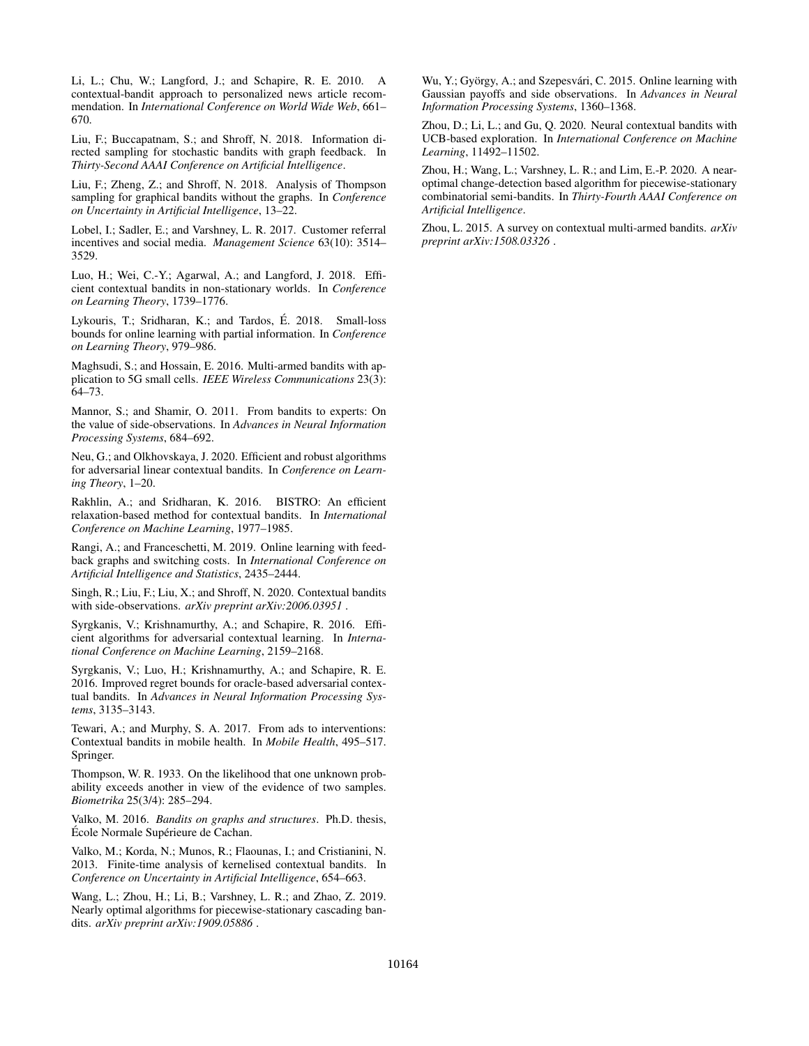Li, L.; Chu, W.; Langford, J.; and Schapire, R. E. 2010. A contextual-bandit approach to personalized news article recommendation. In *International Conference on World Wide Web*, 661–670.

Liu, F.; Buccapatnam, S.; and Shroff, N. 2018. Information directed sampling for stochastic bandits with graph feedback. In *Thirty-Second AAAI Conference on Artificial Intelligence*.

Liu, F.; Zheng, Z.; and Shroff, N. 2018. Analysis of Thompson sampling for graphical bandits without the graphs. In *Conference on Uncertainty in Artificial Intelligence*, 13–22.

Lobel, I.; Sadler, E.; and Varshney, L. R. 2017. Customer referral incentives and social media. *Management Science* 63(10): 3514–3529.

Luo, H.; Wei, C.-Y.; Agarwal, A.; and Langford, J. 2018. Efficient contextual bandits in non-stationary worlds. In *Conference on Learning Theory*, 1739–1776.

Lykouris, T.; Sridharan, K.; and Tardos, É. 2018. Small-loss bounds for online learning with partial information. In *Conference on Learning Theory*, 979–986.

Maghsudi, S.; and Hossain, E. 2016. Multi-armed bandits with application to 5G small cells. *IEEE Wireless Communications* 23(3): 64–73.

Mannor, S.; and Shamir, O. 2011. From bandits to experts: On the value of side-observations. In *Advances in Neural Information Processing Systems*, 684–692.

Neu, G.; and Olkhovskaya, J. 2020. Efficient and robust algorithms for adversarial linear contextual bandits. In *Conference on Learning Theory*, 1–20.

Rakhlin, A.; and Sridharan, K. 2016. BISTRO: An efficient relaxation-based method for contextual bandits. In *International Conference on Machine Learning*, 1977–1985.

Rangi, A.; and Franceschetti, M. 2019. Online learning with feedback graphs and switching costs. In *International Conference on Artificial Intelligence and Statistics*, 2435–2444.

Singh, R.; Liu, F.; Liu, X.; and Shroff, N. 2020. Contextual bandits with side-observations. *arXiv preprint arXiv:2006.03951* .

Syrgkanis, V.; Krishnamurthy, A.; and Schapire, R. 2016. Efficient algorithms for adversarial contextual learning. In *International Conference on Machine Learning*, 2159–2168.

Syrgkanis, V.; Luo, H.; Krishnamurthy, A.; and Schapire, R. E. 2016. Improved regret bounds for oracle-based adversarial contextual bandits. In *Advances in Neural Information Processing Systems*, 3135–3143.

Tewari, A.; and Murphy, S. A. 2017. From ads to interventions: Contextual bandits in mobile health. In *Mobile Health*, 495–517. Springer.

Thompson, W. R. 1933. On the likelihood that one unknown probability exceeds another in view of the evidence of two samples. *Biometrika* 25(3/4): 285–294.

Valko, M. 2016. *Bandits on graphs and structures*. Ph.D. thesis, École Normale Supérieure de Cachan.

Valko, M.; Korda, N.; Munos, R.; Flaounas, I.; and Cristianini, N. 2013. Finite-time analysis of kernelised contextual bandits. In *Conference on Uncertainty in Artificial Intelligence*, 654–663.

Wang, L.; Zhou, H.; Li, B.; Varshney, L. R.; and Zhao, Z. 2019. Nearly optimal algorithms for piecewise-stationary cascading bandits. *arXiv preprint arXiv:1909.05886* .

Wu, Y.; György, A.; and Szepesvári, C. 2015. Online learning with Gaussian payoffs and side observations. In *Advances in Neural Information Processing Systems*, 1360–1368.

Zhou, D.; Li, L.; and Gu, Q. 2020. Neural contextual bandits with UCB-based exploration. In *International Conference on Machine Learning*, 11492–11502.

Zhou, H.; Wang, L.; Varshney, L. R.; and Lim, E.-P. 2020. A near-optimal change-detection based algorithm for piecewise-stationary combinatorial semi-bandits. In *Thirty-Fourth AAAI Conference on Artificial Intelligence*.

Zhou, L. 2015. A survey on contextual multi-armed bandits. *arXiv preprint arXiv:1508.03326* .